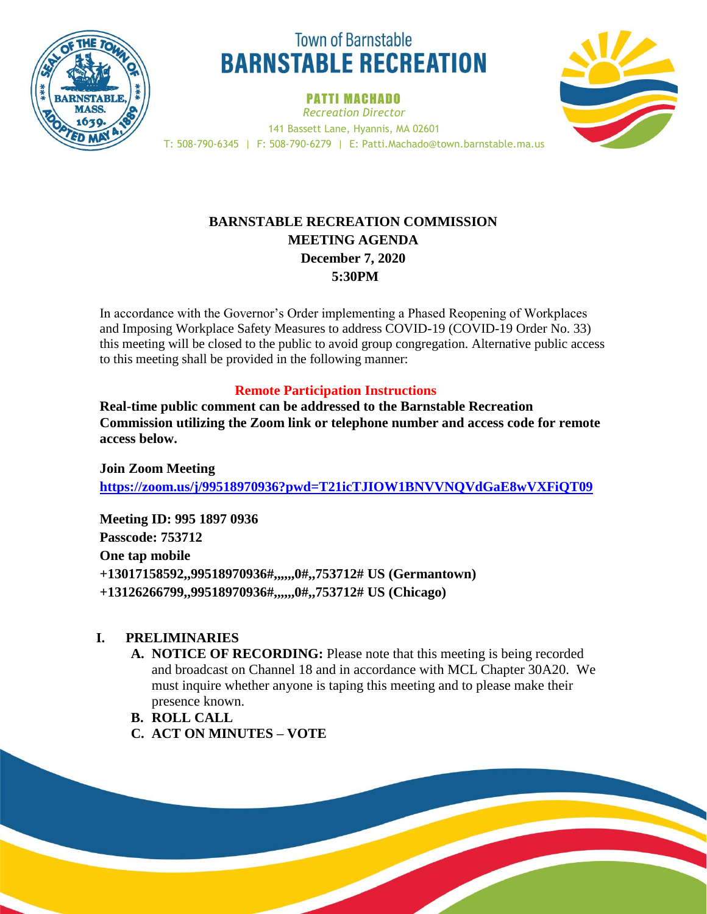Town of Barnstable

# BARNSTABLE RECREATION

**PATTI MACHADO**
*Recreation Director*
141 Bassett Lane, Hyannis, MA 02601
T: 508-790-6345 | F: 508-790-6279 | E: Patti.Machado@town.barnstable.ma.us

## BARNSTABLE RECREATION COMMISSION MEETING AGENDA
**December 7, 2020**
**5:30PM**

In accordance with the Governor's Order implementing a Phased Reopening of Workplaces and Imposing Workplace Safety Measures to address COVID-19 (COVID-19 Order No. 33) this meeting will be closed to the public to avoid group congregation. Alternative public access to this meeting shall be provided in the following manner:

**Remote Participation Instructions**

**Real-time public comment can be addressed to the Barnstable Recreation Commission utilizing the Zoom link or telephone number and access code for remote access below.**

**Join Zoom Meeting**
**https://zoom.us/j/99518970936?pwd=T21icTJIOW1BNVVNQVdGaE8wVXFiQT09**

**Meeting ID: 995 1897 0936**
**Passcode: 753712**
**One tap mobile**
**+13017158592,,99518970936#,,,,,,0#,,753712# US (Germantown)**
**+13126266799,,99518970936#,,,,,,0#,,753712# US (Chicago)**

**I. PRELIMINARIES**

A. **NOTICE OF RECORDING:** Please note that this meeting is being recorded and broadcast on Channel 18 and in accordance with MCL Chapter 30A20. We must inquire whether anyone is taping this meeting and to please make their presence known.
B. **ROLL CALL**
C. **ACT ON MINUTES – VOTE**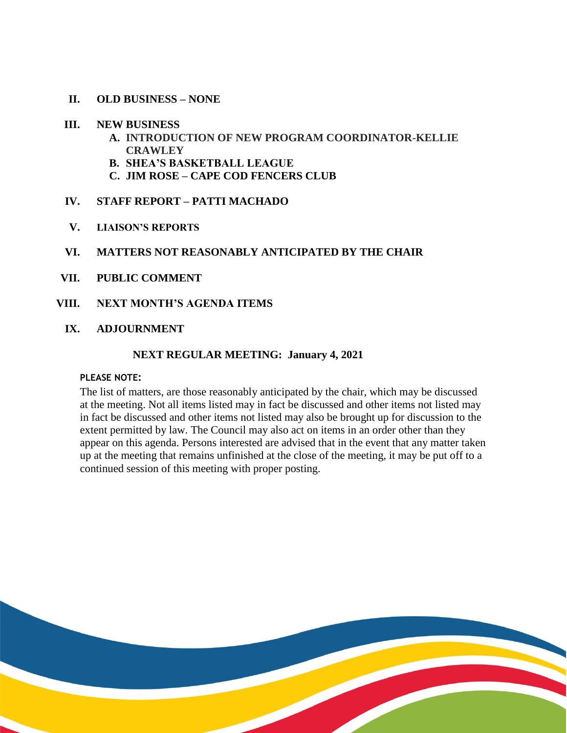**II. OLD BUSINESS – NONE**

**III. NEW BUSINESS**

- **A. INTRODUCTION OF NEW PROGRAM COORDINATOR-KELLIE CRAWLEY**
- **B. SHEA'S BASKETBALL LEAGUE**
- **C. JIM ROSE – CAPE COD FENCERS CLUB**

**IV. STAFF REPORT – PATTI MACHADO**

**V. LIAISON'S REPORTS**

**VI. MATTERS NOT REASONABLY ANTICIPATED BY THE CHAIR**

**VII. PUBLIC COMMENT**

**VIII. NEXT MONTH'S AGENDA ITEMS**

**IX. ADJOURNMENT**

**NEXT REGULAR MEETING: January 4, 2021**

**PLEASE NOTE:**

The list of matters, are those reasonably anticipated by the chair, which may be discussed at the meeting. Not all items listed may in fact be discussed and other items not listed may in fact be discussed and other items not listed may also be brought up for discussion to the extent permitted by law. The Council may also act on items in an order other than they appear on this agenda. Persons interested are advised that in the event that any matter taken up at the meeting that remains unfinished at the close of the meeting, it may be put off to a continued session of this meeting with proper posting.